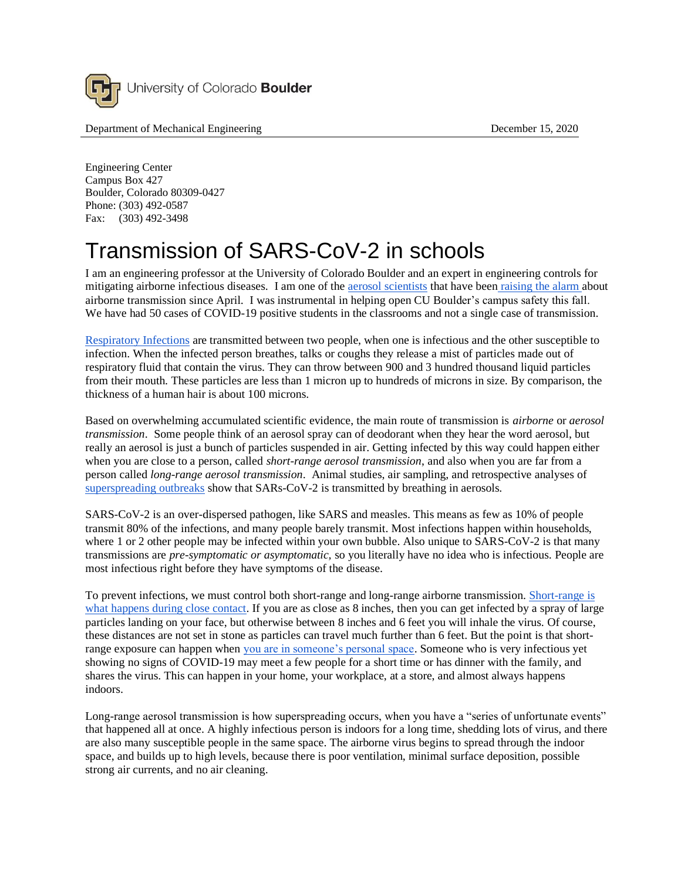University of Colorado **Boulder**

Department of Mechanical Engineering December 15, 2020

Engineering Center
Campus Box 427
Boulder, Colorado 80309-0427
Phone: (303) 492-0587
Fax: (303) 492-3498

# Transmission of SARS-CoV-2 in schools

I am an engineering professor at the University of Colorado Boulder and an expert in engineering controls for mitigating airborne infectious diseases. I am one of the aerosol scientists that have been raising the alarm about airborne transmission since April. I was instrumental in helping open CU Boulder's campus safety this fall. We have had 50 cases of COVID-19 positive students in the classrooms and not a single case of transmission.

Respiratory Infections are transmitted between two people, when one is infectious and the other susceptible to infection. When the infected person breathes, talks or coughs they release a mist of particles made out of respiratory fluid that contain the virus. They can throw between 900 and 3 hundred thousand liquid particles from their mouth. These particles are less than 1 micron up to hundreds of microns in size. By comparison, the thickness of a human hair is about 100 microns.

Based on overwhelming accumulated scientific evidence, the main route of transmission is *airborne* or *aerosol transmission*. Some people think of an aerosol spray can of deodorant when they hear the word aerosol, but really an aerosol is just a bunch of particles suspended in air. Getting infected by this way could happen either when you are close to a person, called *short-range aerosol transmission*, and also when you are far from a person called *long-range aerosol transmission*. Animal studies, air sampling, and retrospective analyses of superspreading outbreaks show that SARs-CoV-2 is transmitted by breathing in aerosols.

SARS-CoV-2 is an over-dispersed pathogen, like SARS and measles. This means as few as 10% of people transmit 80% of the infections, and many people barely transmit. Most infections happen within households, where 1 or 2 other people may be infected within your own bubble. Also unique to SARS-CoV-2 is that many transmissions are *pre-symptomatic or asymptomatic*, so you literally have no idea who is infectious. People are most infectious right before they have symptoms of the disease.

To prevent infections, we must control both short-range and long-range airborne transmission. Short-range is what happens during close contact. If you are as close as 8 inches, then you can get infected by a spray of large particles landing on your face, but otherwise between 8 inches and 6 feet you will inhale the virus. Of course, these distances are not set in stone as particles can travel much further than 6 feet. But the point is that short-range exposure can happen when you are in someone's personal space. Someone who is very infectious yet showing no signs of COVID-19 may meet a few people for a short time or has dinner with the family, and shares the virus. This can happen in your home, your workplace, at a store, and almost always happens indoors.

Long-range aerosol transmission is how superspreading occurs, when you have a "series of unfortunate events" that happened all at once. A highly infectious person is indoors for a long time, shedding lots of virus, and there are also many susceptible people in the same space. The airborne virus begins to spread through the indoor space, and builds up to high levels, because there is poor ventilation, minimal surface deposition, possible strong air currents, and no air cleaning.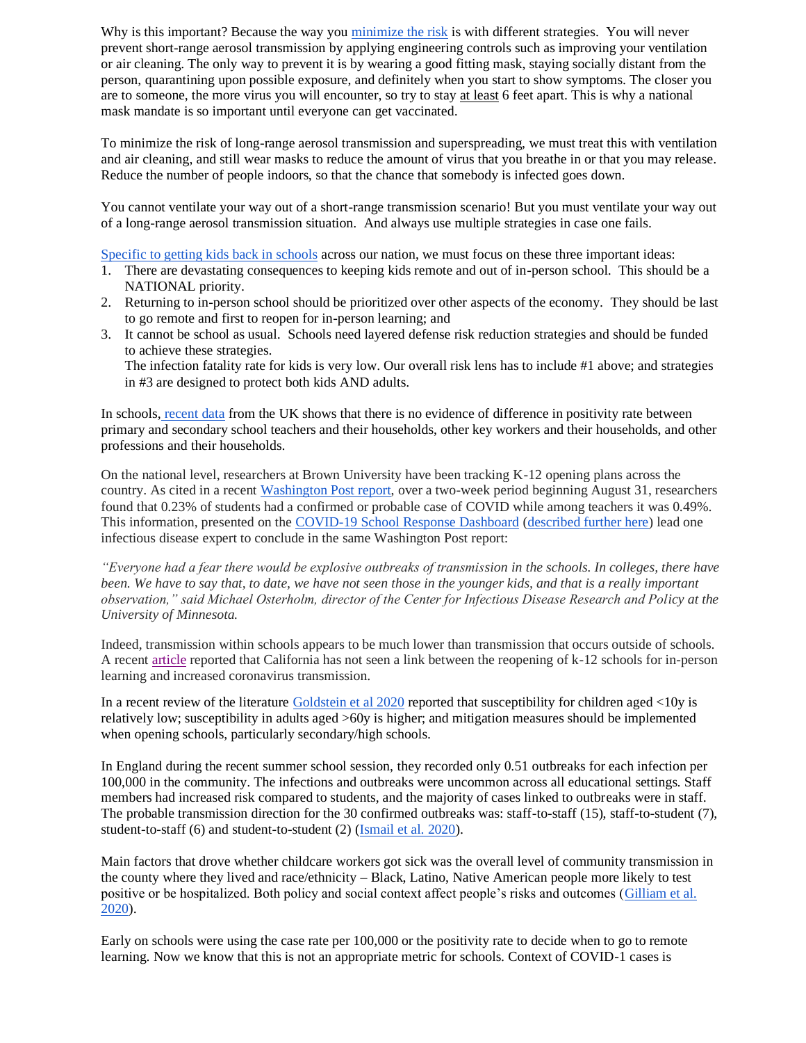Why is this important? Because the way you minimize the risk is with different strategies. You will never prevent short-range aerosol transmission by applying engineering controls such as improving your ventilation or air cleaning. The only way to prevent it is by wearing a good fitting mask, staying socially distant from the person, quarantining upon possible exposure, and definitely when you start to show symptoms. The closer you are to someone, the more virus you will encounter, so try to stay at least 6 feet apart. This is why a national mask mandate is so important until everyone can get vaccinated.

To minimize the risk of long-range aerosol transmission and superspreading, we must treat this with ventilation and air cleaning, and still wear masks to reduce the amount of virus that you breathe in or that you may release. Reduce the number of people indoors, so that the chance that somebody is infected goes down.

You cannot ventilate your way out of a short-range transmission scenario! But you must ventilate your way out of a long-range aerosol transmission situation. And always use multiple strategies in case one fails.

Specific to getting kids back in schools across our nation, we must focus on these three important ideas:

1. There are devastating consequences to keeping kids remote and out of in-person school. This should be a NATIONAL priority.
2. Returning to in-person school should be prioritized over other aspects of the economy. They should be last to go remote and first to reopen for in-person learning; and
3. It cannot be school as usual. Schools need layered defense risk reduction strategies and should be funded to achieve these strategies.
   The infection fatality rate for kids is very low. Our overall risk lens has to include #1 above; and strategies in #3 are designed to protect both kids AND adults.

In schools, recent data from the UK shows that there is no evidence of difference in positivity rate between primary and secondary school teachers and their households, other key workers and their households, and other professions and their households.

On the national level, researchers at Brown University have been tracking K-12 opening plans across the country. As cited in a recent Washington Post report, over a two-week period beginning August 31, researchers found that 0.23% of students had a confirmed or probable case of COVID while among teachers it was 0.49%. This information, presented on the COVID-19 School Response Dashboard (described further here) lead one infectious disease expert to conclude in the same Washington Post report:

*"Everyone had a fear there would be explosive outbreaks of transmission in the schools. In colleges, there have been. We have to say that, to date, we have not seen those in the younger kids, and that is a really important observation," said Michael Osterholm, director of the Center for Infectious Disease Research and Policy at the University of Minnesota.*

Indeed, transmission within schools appears to be much lower than transmission that occurs outside of schools. A recent article reported that California has not seen a link between the reopening of k-12 schools for in-person learning and increased coronavirus transmission.

In a recent review of the literature Goldstein et al 2020 reported that susceptibility for children aged <10y is relatively low; susceptibility in adults aged >60y is higher; and mitigation measures should be implemented when opening schools, particularly secondary/high schools.

In England during the recent summer school session, they recorded only 0.51 outbreaks for each infection per 100,000 in the community. The infections and outbreaks were uncommon across all educational settings. Staff members had increased risk compared to students, and the majority of cases linked to outbreaks were in staff. The probable transmission direction for the 30 confirmed outbreaks was: staff-to-staff (15), staff-to-student (7), student-to-staff (6) and student-to-student (2) (Ismail et al. 2020).

Main factors that drove whether childcare workers got sick was the overall level of community transmission in the county where they lived and race/ethnicity – Black, Latino, Native American people more likely to test positive or be hospitalized. Both policy and social context affect people's risks and outcomes (Gilliam et al. 2020).

Early on schools were using the case rate per 100,000 or the positivity rate to decide when to go to remote learning. Now we know that this is not an appropriate metric for schools. Context of COVID-1 cases is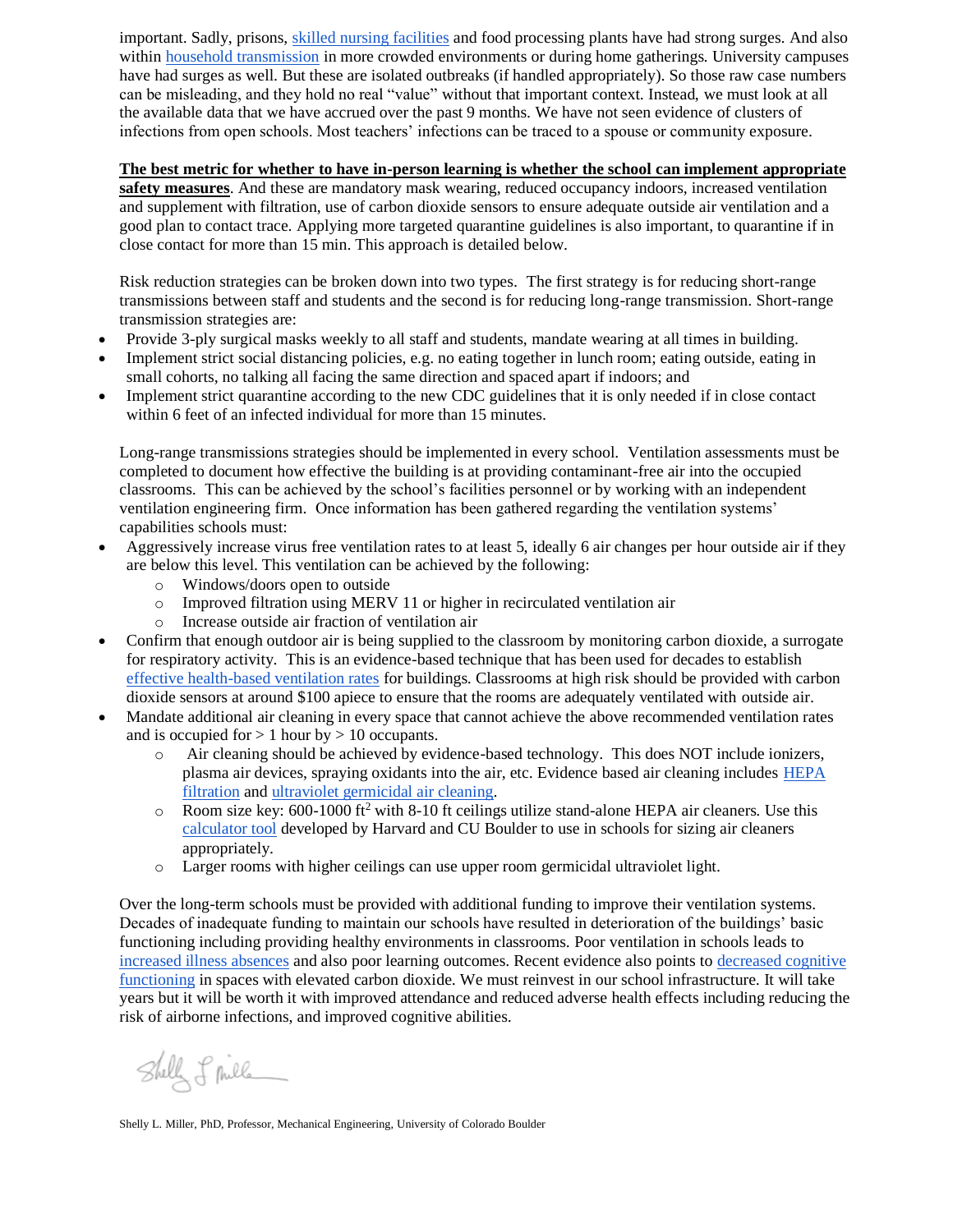important. Sadly, prisons, skilled nursing facilities and food processing plants have had strong surges. And also within household transmission in more crowded environments or during home gatherings. University campuses have had surges as well. But these are isolated outbreaks (if handled appropriately). So those raw case numbers can be misleading, and they hold no real "value" without that important context. Instead, we must look at all the available data that we have accrued over the past 9 months. We have not seen evidence of clusters of infections from open schools. Most teachers' infections can be traced to a spouse or community exposure.

**The best metric for whether to have in-person learning is whether the school can implement appropriate safety measures**. And these are mandatory mask wearing, reduced occupancy indoors, increased ventilation and supplement with filtration, use of carbon dioxide sensors to ensure adequate outside air ventilation and a good plan to contact trace. Applying more targeted quarantine guidelines is also important, to quarantine if in close contact for more than 15 min. This approach is detailed below.

Risk reduction strategies can be broken down into two types. The first strategy is for reducing short-range transmissions between staff and students and the second is for reducing long-range transmission. Short-range transmission strategies are:

- Provide 3-ply surgical masks weekly to all staff and students, mandate wearing at all times in building.
- Implement strict social distancing policies, e.g. no eating together in lunch room; eating outside, eating in small cohorts, no talking all facing the same direction and spaced apart if indoors; and
- Implement strict quarantine according to the new CDC guidelines that it is only needed if in close contact within 6 feet of an infected individual for more than 15 minutes.

Long-range transmissions strategies should be implemented in every school. Ventilation assessments must be completed to document how effective the building is at providing contaminant-free air into the occupied classrooms. This can be achieved by the school's facilities personnel or by working with an independent ventilation engineering firm. Once information has been gathered regarding the ventilation systems' capabilities schools must:

- Aggressively increase virus free ventilation rates to at least 5, ideally 6 air changes per hour outside air if they are below this level. This ventilation can be achieved by the following:
  - Windows/doors open to outside
  - Improved filtration using MERV 11 or higher in recirculated ventilation air
  - Increase outside air fraction of ventilation air
- Confirm that enough outdoor air is being supplied to the classroom by monitoring carbon dioxide, a surrogate for respiratory activity. This is an evidence-based technique that has been used for decades to establish effective health-based ventilation rates for buildings. Classrooms at high risk should be provided with carbon dioxide sensors at around $100 apiece to ensure that the rooms are adequately ventilated with outside air.
- Mandate additional air cleaning in every space that cannot achieve the above recommended ventilation rates and is occupied for > 1 hour by > 10 occupants.
  - Air cleaning should be achieved by evidence-based technology. This does NOT include ionizers, plasma air devices, spraying oxidants into the air, etc. Evidence based air cleaning includes HEPA filtration and ultraviolet germicidal air cleaning.
  - Room size key: 600-1000 ft$^2$ with 8-10 ft ceilings utilize stand-alone HEPA air cleaners. Use this calculator tool developed by Harvard and CU Boulder to use in schools for sizing air cleaners appropriately.
  - Larger rooms with higher ceilings can use upper room germicidal ultraviolet light.

Over the long-term schools must be provided with additional funding to improve their ventilation systems. Decades of inadequate funding to maintain our schools have resulted in deterioration of the buildings' basic functioning including providing healthy environments in classrooms. Poor ventilation in schools leads to increased illness absences and also poor learning outcomes. Recent evidence also points to decreased cognitive functioning in spaces with elevated carbon dioxide. We must reinvest in our school infrastructure. It will take years but it will be worth it with improved attendance and reduced adverse health effects including reducing the risk of airborne infections, and improved cognitive abilities.

Shelly L. Miller

Shelly L. Miller, PhD, Professor, Mechanical Engineering, University of Colorado Boulder